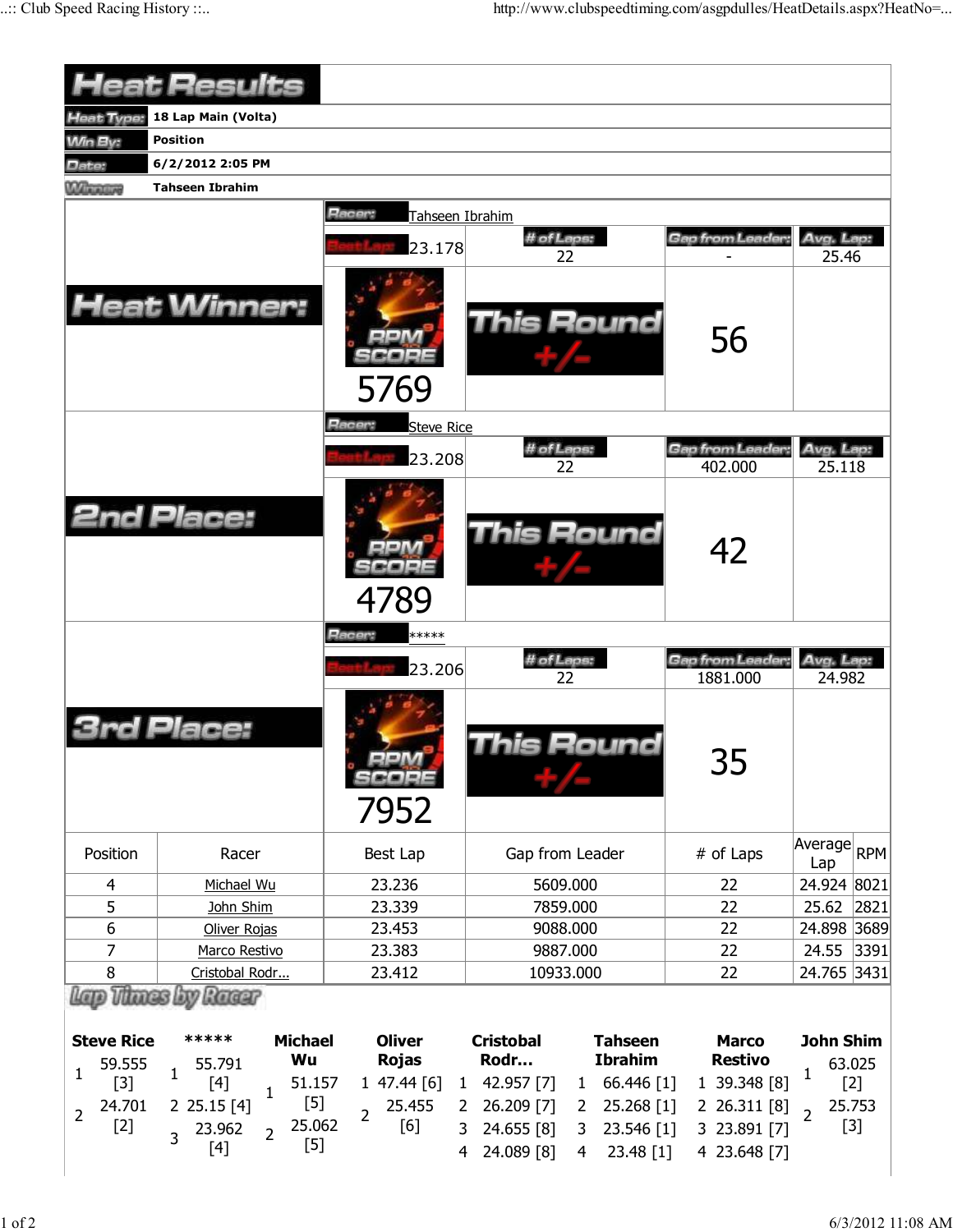# Heat Results

| | |
|---|---|
| Heat Type: | 18 Lap Main (Volta) |
| Win By: | Position |
| Date: | 6/2/2012 2:05 PM |
| Winner: | Tahseen Ibrahim |

## Heat Winner:

| Racer: | Tahseen Ibrahim | | |
|---|---|---|---|
| Best Lap: 23.178 | # of Laps: 22 | Gap from Leader: - | Avg. Lap: 25.46 |
| RPM SCORE 5769 | This Round +/- | 56 | |

## 2nd Place:

| Racer: | Steve Rice | | |
|---|---|---|---|
| Best Lap: 23.208 | # of Laps: 22 | Gap from Leader: 402.000 | Avg. Lap: 25.118 |
| RPM SCORE 4789 | This Round +/- | 42 | |

## 3rd Place:

| Racer: | ***** | | |
|---|---|---|---|
| Best Lap: 23.206 | # of Laps: 22 | Gap from Leader: 1881.000 | Avg. Lap: 24.982 |
| RPM SCORE 7952 | This Round +/- | 35 | |

| Position | Racer | Best Lap | Gap from Leader | # of Laps | Average Lap | RPM |
|---|---|---|---|---|---|---|
| 4 | Michael Wu | 23.236 | 5609.000 | 22 | 24.924 | 8021 |
| 5 | John Shim | 23.339 | 7859.000 | 22 | 25.62 | 2821 |
| 6 | Oliver Rojas | 23.453 | 9088.000 | 22 | 24.898 | 3689 |
| 7 | Marco Restivo | 23.383 | 9887.000 | 22 | 24.55 | 3391 |
| 8 | Cristobal Rodr... | 23.412 | 10933.000 | 22 | 24.765 | 3431 |

## Lap Times by Racer

| Lap | Steve Rice | ***** | Michael Wu | Oliver Rojas | Cristobal Rodr... | Tahseen Ibrahim | Marco Restivo | John Shim |
|---|---|---|---|---|---|---|---|---|
| 1 | 59.555 [3] | 55.791 [4] | 51.157 [5] | 47.44 [6] | 42.957 [7] | 66.446 [1] | 39.348 [8] | 63.025 [2] |
| 2 | 24.701 [2] | 25.15 [4] | 25.062 [5] | 25.455 [6] | 26.209 [7] | 25.268 [1] | 26.311 [8] | 25.753 [3] |
| 3 | | 23.962 [4] | | | 24.655 [8] | 23.546 [1] | 23.891 [7] | |
| 4 | | | | | 24.089 [8] | 23.48 [1] | 23.648 [7] | |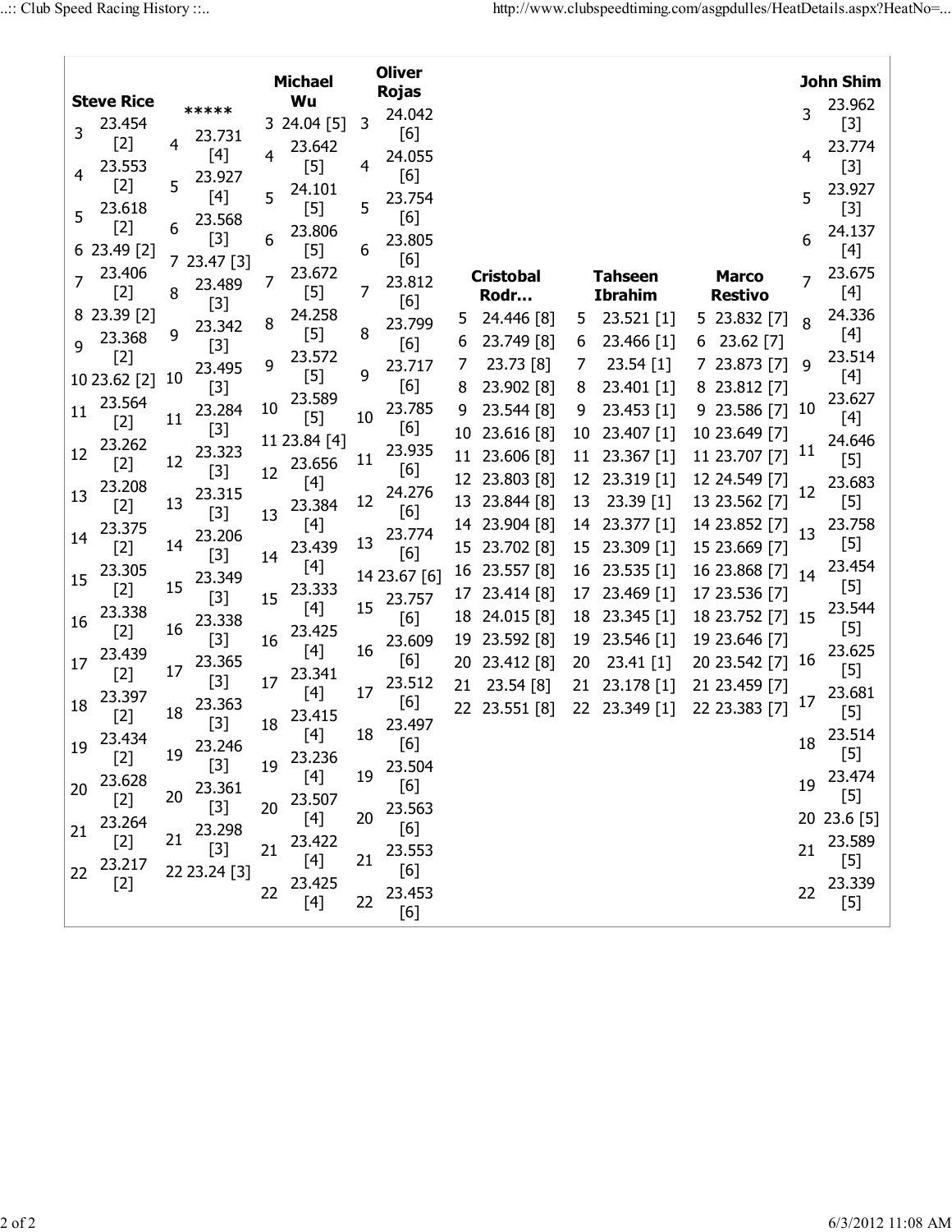| Lap | Steve Rice | ***** | Michael Wu | Oliver Rojas | Cristobal Rodr… | Tahseen Ibrahim | Marco Restivo | John Shim |
|---|---|---|---|---|---|---|---|---|
| 3 | 23.454 [2] | | 24.04 [5] | 24.042 [6] | | | | 23.962 [3] |
| 4 | 23.553 [2] | 23.731 [4] | 23.642 [5] | 24.055 [6] | | | | 23.774 [3] |
| 5 | 23.618 [2] | 23.927 [4] | 24.101 [5] | 23.754 [6] | 24.446 [8] | 23.521 [1] | 23.832 [7] | 23.927 [3] |
| 6 | 23.49 [2] | 23.568 [3] | 23.806 [5] | 23.805 [6] | 23.749 [8] | 23.466 [1] | 23.62 [7] | 24.137 [4] |
| 7 | 23.406 [2] | 23.47 [3] | 23.672 [5] | 23.812 [6] | 23.73 [8] | 23.54 [1] | 23.873 [7] | 23.675 [4] |
| 8 | 23.39 [2] | 23.489 [3] | 24.258 [5] | 23.799 [6] | 23.902 [8] | 23.401 [1] | 23.812 [7] | 24.336 [4] |
| 9 | 23.368 [2] | 23.342 [3] | 23.572 [5] | 23.717 [6] | 23.544 [8] | 23.453 [1] | 23.586 [7] | 23.514 [4] |
| 10 | 23.62 [2] | 23.495 [3] | 23.589 [5] | 23.785 [6] | 23.616 [8] | 23.407 [1] | 23.649 [7] | 23.627 [4] |
| 11 | 23.564 [2] | 23.284 [3] | 23.84 [4] | 23.935 [6] | 23.606 [8] | 23.367 [1] | 23.707 [7] | 24.646 [5] |
| 12 | 23.262 [2] | 23.323 [3] | 23.656 [4] | 24.276 [6] | 23.803 [8] | 23.319 [1] | 24.549 [7] | 23.683 [5] |
| 13 | 23.208 [2] | 23.315 [3] | 23.384 [4] | 23.774 [6] | 23.844 [8] | 23.39 [1] | 23.562 [7] | 23.758 [5] |
| 14 | 23.375 [2] | 23.206 [3] | 23.439 [4] | 23.67 [6] | 23.904 [8] | 23.377 [1] | 23.852 [7] | 23.454 [5] |
| 15 | 23.305 [2] | 23.349 [3] | 23.333 [4] | 23.757 [6] | 23.702 [8] | 23.309 [1] | 23.669 [7] | 23.544 [5] |
| 16 | 23.338 [2] | 23.338 [3] | 23.425 [4] | 23.609 [6] | 23.557 [8] | 23.535 [1] | 23.868 [7] | 23.625 [5] |
| 17 | 23.439 [2] | 23.365 [3] | 23.341 [4] | 23.512 [6] | 23.414 [8] | 23.469 [1] | 23.536 [7] | 23.681 [5] |
| 18 | 23.397 [2] | 23.363 [3] | 23.415 [4] | 23.497 [6] | 24.015 [8] | 23.345 [1] | 23.752 [7] | 23.514 [5] |
| 19 | 23.434 [2] | 23.246 [3] | 23.236 [4] | 23.504 [6] | 23.592 [8] | 23.546 [1] | 23.646 [7] | 23.474 [5] |
| 20 | 23.628 [2] | 23.361 [3] | 23.507 [4] | 23.563 [6] | 23.412 [8] | 23.41 [1] | 23.542 [7] | 23.6 [5] |
| 21 | 23.264 [2] | 23.298 [3] | 23.422 [4] | 23.553 [6] | 23.54 [8] | 23.178 [1] | 23.459 [7] | 23.589 [5] |
| 22 | 23.217 [2] | 23.24 [3] | 23.425 [4] | 23.453 [6] | 23.551 [8] | 23.349 [1] | 23.383 [7] | 23.339 [5] |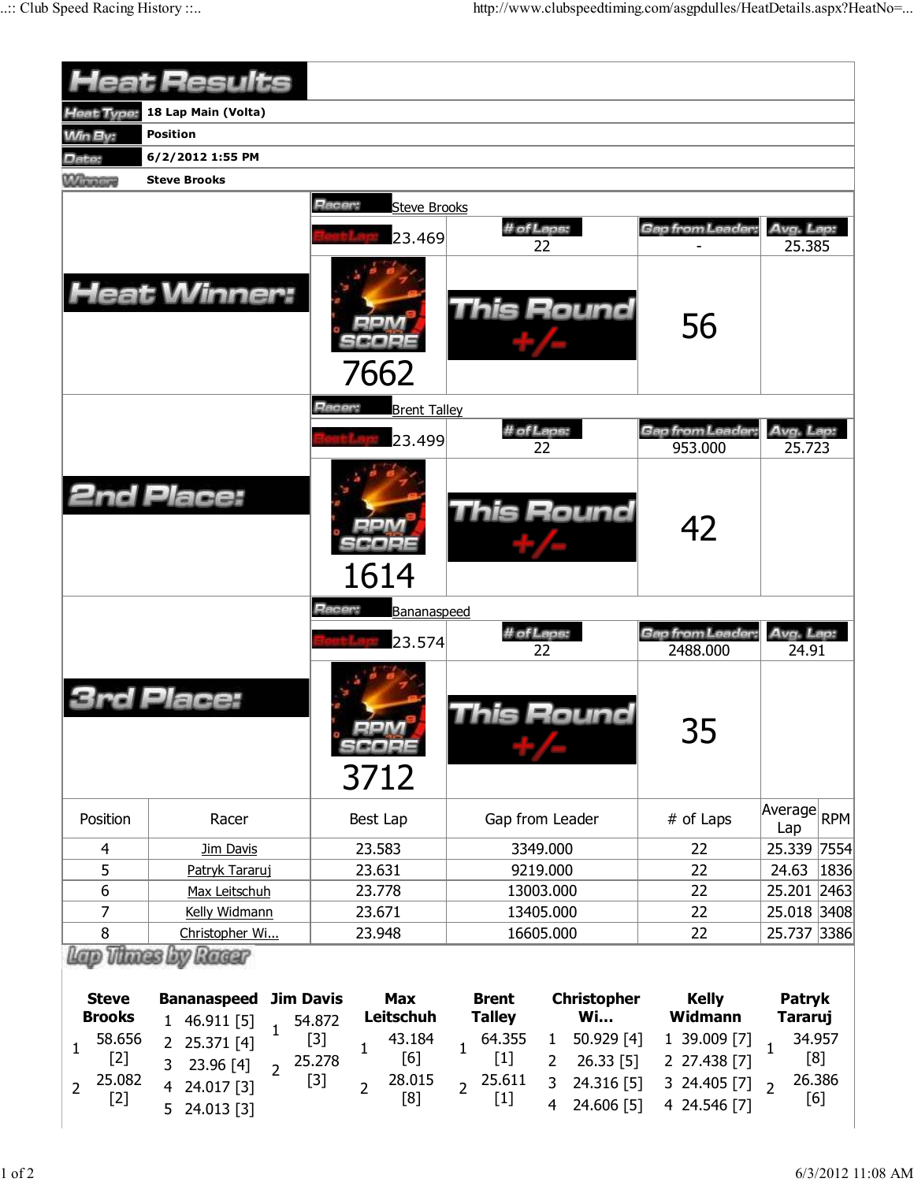# Heat Results

| | |
|---|---|
| Heat Type: | 18 Lap Main (Volta) |
| Win By: | Position |
| Date: | 6/2/2012 1:55 PM |
| Winner: | Steve Brooks |

## Heat Winner:

Racer: Steve Brooks

| Best Lap | # of Laps | Gap from Leader | Avg. Lap |
|---|---|---|---|
| 23.469 | 22 | - | 25.385 |

RPM SCORE: 7662

This Round +/-: 56

## 2nd Place:

Racer: Brent Talley

| Best Lap | # of Laps | Gap from Leader | Avg. Lap |
|---|---|---|---|
| 23.499 | 22 | 953.000 | 25.723 |

RPM SCORE: 1614

This Round +/-: 42

## 3rd Place:

Racer: Bananaspeed

| Best Lap | # of Laps | Gap from Leader | Avg. Lap |
|---|---|---|---|
| 23.574 | 22 | 2488.000 | 24.91 |

RPM SCORE: 3712

This Round +/-: 35

| Position | Racer | Best Lap | Gap from Leader | # of Laps | Average Lap | RPM |
|---|---|---|---|---|---|---|
| 4 | Jim Davis | 23.583 | 3349.000 | 22 | 25.339 | 7554 |
| 5 | Patryk Tararuj | 23.631 | 9219.000 | 22 | 24.63 | 1836 |
| 6 | Max Leitschuh | 23.778 | 13003.000 | 22 | 25.201 | 2463 |
| 7 | Kelly Widmann | 23.671 | 13405.000 | 22 | 25.018 | 3408 |
| 8 | Christopher Wi... | 23.948 | 16605.000 | 22 | 25.737 | 3386 |

## Lap Times by Racer

| Steve Brooks | Bananaspeed | Jim Davis | Max Leitschuh | Brent Talley | Christopher Wi... | Kelly Widmann | Patryk Tararuj |
|---|---|---|---|---|---|---|---|
| 1 58.656 [2] | 1 46.911 [5] | 1 54.872 [3] | 1 43.184 [6] | 1 64.355 [1] | 1 50.929 [4] | 1 39.009 [7] | 1 34.957 [8] |
| 2 25.082 [2] | 2 25.371 [4] | 2 25.278 [3] | 2 28.015 [8] | 2 25.611 [1] | 2 26.33 [5] | 2 27.438 [7] | 2 26.386 [6] |
| | 3 23.96 [4] | | | | 3 24.316 [5] | 3 24.405 [7] | |
| | 4 24.017 [3] | | | | 4 24.606 [5] | 4 24.546 [7] | |
| | 5 24.013 [3] | | | | | | |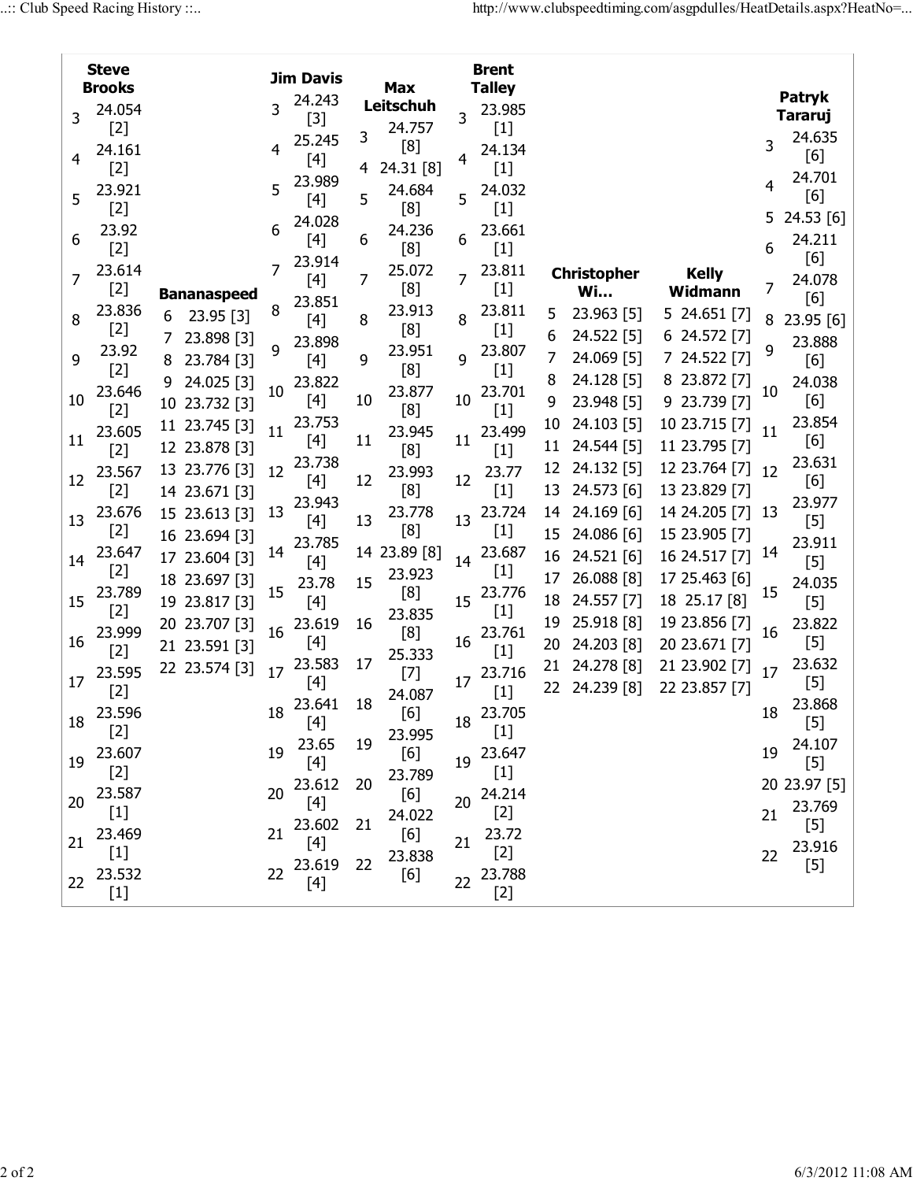| Lap | Steve Brooks | Bananaspeed | Jim Davis | Max Leitschuh | Brent Talley | Christopher Wi... | Kelly Widmann | Patryk Tararuj |
|---|---|---|---|---|---|---|---|---|
| 3 | 24.054 [2] | | 24.243 [3] | 24.757 [8] | 23.985 [1] | | | 24.635 [6] |
| 4 | 24.161 [2] | | 25.245 [4] | 24.31 [8] | 24.134 [1] | | | 24.701 [6] |
| 5 | 23.921 [2] | | 23.989 [4] | 24.684 [8] | 24.032 [1] | 23.963 [5] | 24.651 [7] | 24.53 [6] |
| 6 | 23.92 [2] | 23.95 [3] | 24.028 [4] | 24.236 [8] | 23.661 [1] | 24.522 [5] | 24.572 [7] | 24.211 [6] |
| 7 | 23.614 [2] | 23.898 [3] | 23.914 [4] | 25.072 [8] | 23.811 [1] | 24.069 [5] | 24.522 [7] | 24.078 [6] |
| 8 | 23.836 [2] | 23.784 [3] | 23.851 [4] | 23.913 [8] | 23.811 [1] | 24.128 [5] | 23.872 [7] | 23.95 [6] |
| 9 | 23.92 [2] | 24.025 [3] | 23.898 [4] | 23.951 [8] | 23.807 [1] | 23.948 [5] | 23.739 [7] | 23.888 [6] |
| 10 | 23.646 [2] | 23.732 [3] | 23.822 [4] | 23.877 [8] | 23.701 [1] | 24.103 [5] | 23.715 [7] | 24.038 [6] |
| 11 | 23.605 [2] | 23.745 [3] | 23.753 [4] | 23.945 [8] | 23.499 [1] | 24.544 [5] | 23.795 [7] | 23.854 [6] |
| 12 | 23.567 [2] | 23.878 [3] | 23.738 [4] | 23.993 [8] | 23.77 [1] | 24.132 [5] | 23.764 [7] | 23.631 [6] |
| 13 | 23.676 [2] | 23.776 [3] | 23.943 [4] | 23.778 [8] | 23.724 [1] | 24.573 [6] | 23.829 [7] | 23.977 [5] |
| 14 | 23.647 [2] | 23.671 [3] | 23.785 [4] | 23.89 [8] | 23.687 [1] | 24.169 [6] | 24.205 [7] | 23.911 [5] |
| 15 | 23.789 [2] | 23.613 [3] | 23.78 [4] | 23.923 [8] | 23.776 [1] | 24.086 [6] | 23.905 [7] | 24.035 [5] |
| 16 | 23.999 [2] | 23.694 [3] | 23.619 [4] | 23.835 [8] | 23.761 [1] | 24.521 [6] | 24.517 [7] | 23.822 [5] |
| 17 | 23.595 [2] | 23.604 [3] | 23.583 [4] | 25.333 [7] | 23.716 [1] | 26.088 [8] | 25.463 [6] | 23.632 [5] |
| 18 | 23.596 [2] | 23.697 [3] | 23.641 [4] | 24.087 [6] | 23.705 [1] | 24.557 [7] | 25.17 [8] | 23.868 [5] |
| 19 | 23.607 [2] | 23.817 [3] | 23.65 [4] | 23.995 [6] | 23.647 [1] | 25.918 [8] | 23.856 [7] | 24.107 [5] |
| 20 | 23.587 [1] | 23.707 [3] | 23.612 [4] | 23.789 [6] | 24.214 [2] | 24.203 [8] | 23.671 [7] | 23.97 [5] |
| 21 | 23.469 [1] | 23.591 [3] | 23.602 [4] | 24.022 [6] | 23.72 [2] | 24.278 [8] | 23.902 [7] | 23.769 [5] |
| 22 | 23.532 [1] | 23.574 [3] | 23.619 [4] | 23.838 [6] | 23.788 [2] | 24.239 [8] | 23.857 [7] | 23.916 [5] |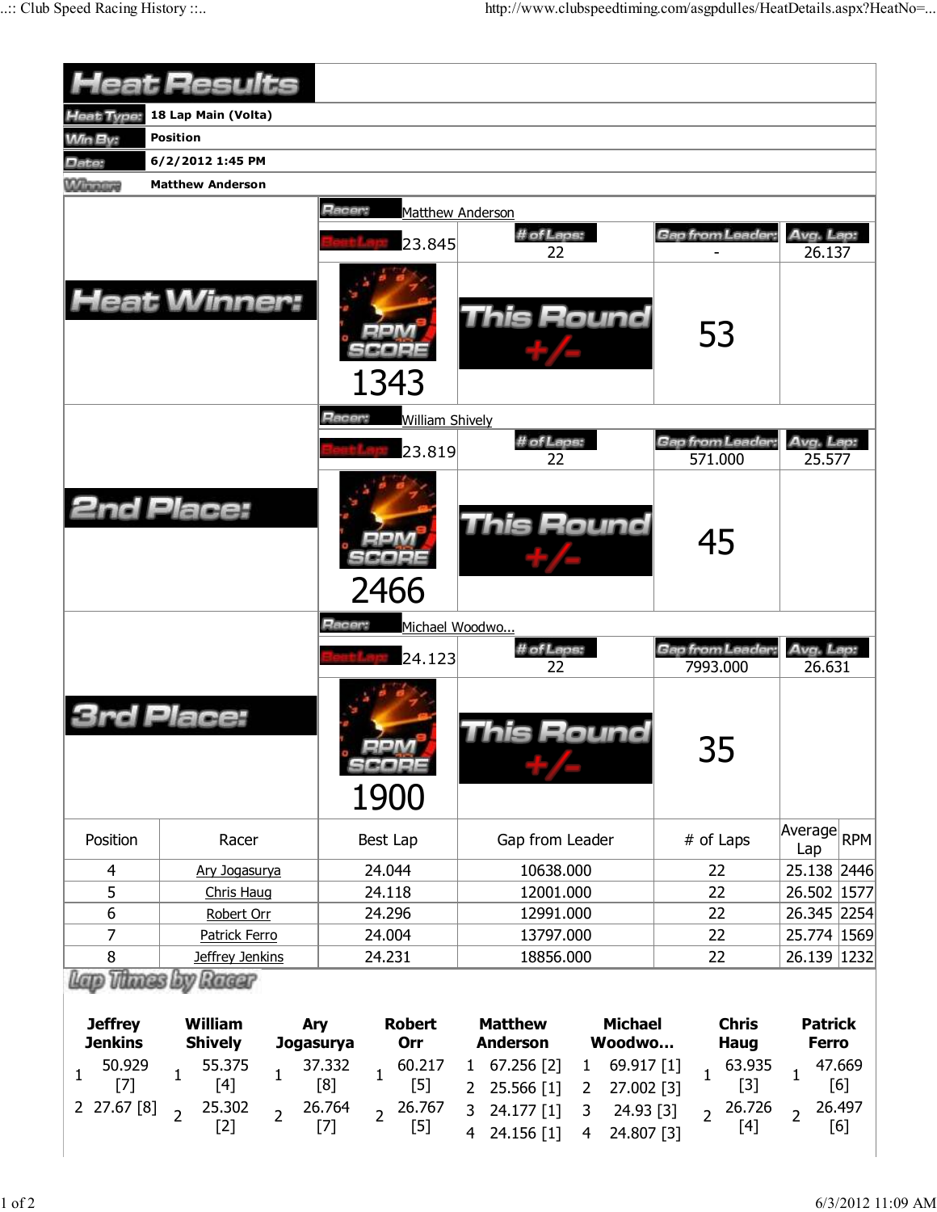# Heat Results

| | |
|---|---|
| Heat Type: | 18 Lap Main (Volta) |
| Win By: | Position |
| Date: | 6/2/2012 1:45 PM |
| Winner: | Matthew Anderson |

## Heat Winner:

Racer: Matthew Anderson

| Best Lap | # of Laps | Gap from Leader | Avg. Lap |
|---|---|---|---|
| 23.845 | 22 | - | 26.137 |

RPM SCORE: 1343

This Round +/-: 53

## 2nd Place:

Racer: William Shively

| Best Lap | # of Laps | Gap from Leader | Avg. Lap |
|---|---|---|---|
| 23.819 | 22 | 571.000 | 25.577 |

RPM SCORE: 2466

This Round +/-: 45

## 3rd Place:

Racer: Michael Woodwo...

| Best Lap | # of Laps | Gap from Leader | Avg. Lap |
|---|---|---|---|
| 24.123 | 22 | 7993.000 | 26.631 |

RPM SCORE: 1900

This Round +/-: 35

| Position | Racer | Best Lap | Gap from Leader | # of Laps | Average Lap | RPM |
|---|---|---|---|---|---|---|
| 4 | Ary Jogasurya | 24.044 | 10638.000 | 22 | 25.138 | 2446 |
| 5 | Chris Haug | 24.118 | 12001.000 | 22 | 26.502 | 1577 |
| 6 | Robert Orr | 24.296 | 12991.000 | 22 | 26.345 | 2254 |
| 7 | Patrick Ferro | 24.004 | 13797.000 | 22 | 25.774 | 1569 |
| 8 | Jeffrey Jenkins | 24.231 | 18856.000 | 22 | 26.139 | 1232 |

## Lap Times by Racer

| Jeffrey Jenkins | William Shively | Ary Jogasurya | Robert Orr | Matthew Anderson | Michael Woodwo... | Chris Haug | Patrick Ferro |
|---|---|---|---|---|---|---|---|
| 1 50.929 [7] | 1 55.375 [4] | 1 37.332 [8] | 1 60.217 [5] | 1 67.256 [2] | 1 69.917 [1] | 1 63.935 [3] | 1 47.669 [6] |
| 2 27.67 [8] | 2 25.302 [2] | 2 26.764 [7] | 2 26.767 [5] | 2 25.566 [1] | 2 27.002 [3] | 2 26.726 [4] | 2 26.497 [6] |
| | | | | 3 24.177 [1] | 3 24.93 [3] | | |
| | | | | 4 24.156 [1] | 4 24.807 [3] | | |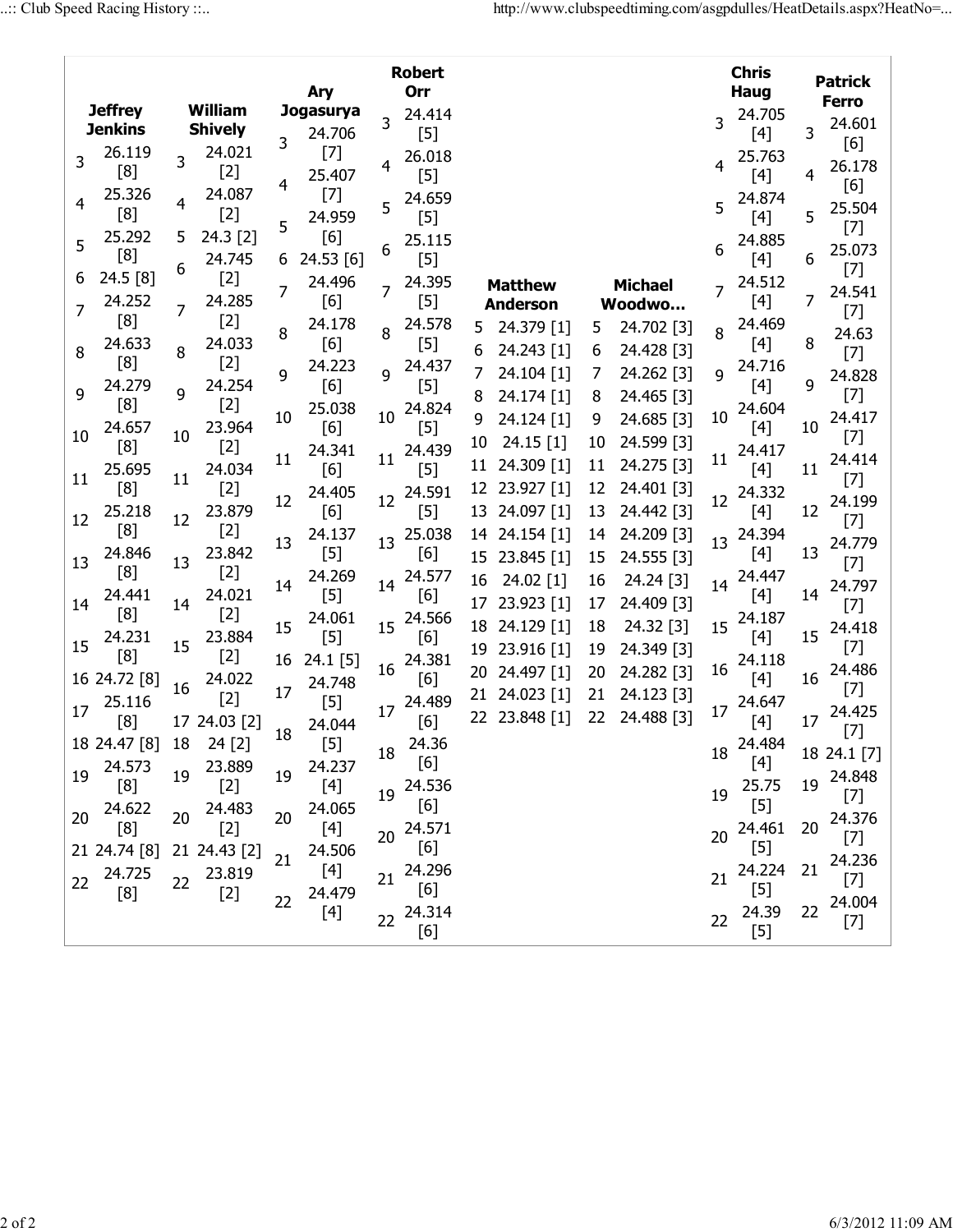| Jeffrey Jenkins | | William Shively | | Ary Jogasurya | | Robert Orr | | Matthew Anderson | | Michael Woodwo... | | Chris Haug | | Patrick Ferro | |
|---|---|---|---|---|---|---|---|---|---|---|---|---|---|---|---|
| 3 | 26.119 [8] | 3 | 24.021 [2] | 3 | 24.706 [7] | 3 | 24.414 [5] | | | | | 3 | 24.705 [4] | 3 | 24.601 [6] |
| 4 | 25.326 [8] | 4 | 24.087 [2] | 4 | 25.407 [7] | 4 | 26.018 [5] | | | | | 4 | 25.763 [4] | 4 | 26.178 [6] |
| 5 | 25.292 [8] | 5 | 24.3 [2] | 5 | 24.959 [6] | 5 | 24.659 [5] | 5 | 24.379 [1] | 5 | 24.702 [3] | 5 | 24.874 [4] | 5 | 25.504 [7] |
| 6 | 24.5 [8] | 6 | 24.745 [2] | 6 | 24.53 [6] | 6 | 25.115 [5] | 6 | 24.243 [1] | 6 | 24.428 [3] | 6 | 24.885 [4] | 6 | 25.073 [7] |
| 7 | 24.252 [8] | 7 | 24.285 [2] | 7 | 24.496 [6] | 7 | 24.395 [5] | 7 | 24.104 [1] | 7 | 24.262 [3] | 7 | 24.512 [4] | 7 | 24.541 [7] |
| 8 | 24.633 [8] | 8 | 24.033 [2] | 8 | 24.178 [6] | 8 | 24.578 [5] | 8 | 24.174 [1] | 8 | 24.465 [3] | 8 | 24.469 [4] | 8 | 24.63 [7] |
| 9 | 24.279 [8] | 9 | 24.254 [2] | 9 | 24.223 [6] | 9 | 24.437 [5] | 9 | 24.124 [1] | 9 | 24.685 [3] | 9 | 24.716 [4] | 9 | 24.828 [7] |
| 10 | 24.657 [8] | 10 | 23.964 [2] | 10 | 25.038 [6] | 10 | 24.824 [5] | 10 | 24.15 [1] | 10 | 24.599 [3] | 10 | 24.604 [4] | 10 | 24.417 [7] |
| 11 | 25.695 [8] | 11 | 24.034 [2] | 11 | 24.341 [6] | 11 | 24.439 [5] | 11 | 24.309 [1] | 11 | 24.275 [3] | 11 | 24.417 [4] | 11 | 24.414 [7] |
| 12 | 25.218 [8] | 12 | 23.879 [2] | 12 | 24.405 [6] | 12 | 24.591 [5] | 12 | 23.927 [1] | 12 | 24.401 [3] | 12 | 24.332 [4] | 12 | 24.199 [7] |
| 13 | 24.846 [8] | 13 | 23.842 [2] | 13 | 24.137 [5] | 13 | 25.038 [6] | 13 | 24.097 [1] | 13 | 24.442 [3] | 13 | 24.394 [4] | 13 | 24.779 [7] |
| 14 | 24.441 [8] | 14 | 24.021 [2] | 14 | 24.269 [5] | 14 | 24.577 [6] | 14 | 24.154 [1] | 14 | 24.209 [3] | 14 | 24.447 [4] | 14 | 24.797 [7] |
| 15 | 24.231 [8] | 15 | 23.884 [2] | 15 | 24.061 [5] | 15 | 24.566 [6] | 15 | 23.845 [1] | 15 | 24.555 [3] | 15 | 24.187 [4] | 15 | 24.418 [7] |
| 16 | 24.72 [8] | 16 | 24.022 [2] | 16 | 24.1 [5] | 16 | 24.381 [6] | 16 | 24.02 [1] | 16 | 24.24 [3] | 16 | 24.118 [4] | 16 | 24.486 [7] |
| 17 | 25.116 [8] | 17 | 24.03 [2] | 17 | 24.748 [5] | 17 | 24.489 [6] | 17 | 23.923 [1] | 17 | 24.409 [3] | 17 | 24.647 [4] | 17 | 24.425 [7] |
| 18 | 24.47 [8] | 18 | 24 [2] | 18 | 24.044 [5] | 18 | 24.36 [6] | 18 | 24.129 [1] | 18 | 24.32 [3] | 18 | 24.484 [4] | 18 | 24.1 [7] |
| 19 | 24.573 [8] | 19 | 23.889 [2] | 19 | 24.237 [4] | 19 | 24.536 [6] | 19 | 23.916 [1] | 19 | 24.349 [3] | 19 | 25.75 [5] | 19 | 24.848 [7] |
| 20 | 24.622 [8] | 20 | 24.483 [2] | 20 | 24.065 [4] | 20 | 24.571 [6] | 20 | 24.497 [1] | 20 | 24.282 [3] | 20 | 24.461 [5] | 20 | 24.376 [7] |
| 21 | 24.74 [8] | 21 | 24.43 [2] | 21 | 24.506 [4] | 21 | 24.296 [6] | 21 | 24.023 [1] | 21 | 24.123 [3] | 21 | 24.224 [5] | 21 | 24.236 [7] |
| 22 | 24.725 [8] | 22 | 23.819 [2] | 22 | 24.479 [4] | 22 | 24.314 [6] | 22 | 23.848 [1] | 22 | 24.488 [3] | 22 | 24.39 [5] | 22 | 24.004 [7] |